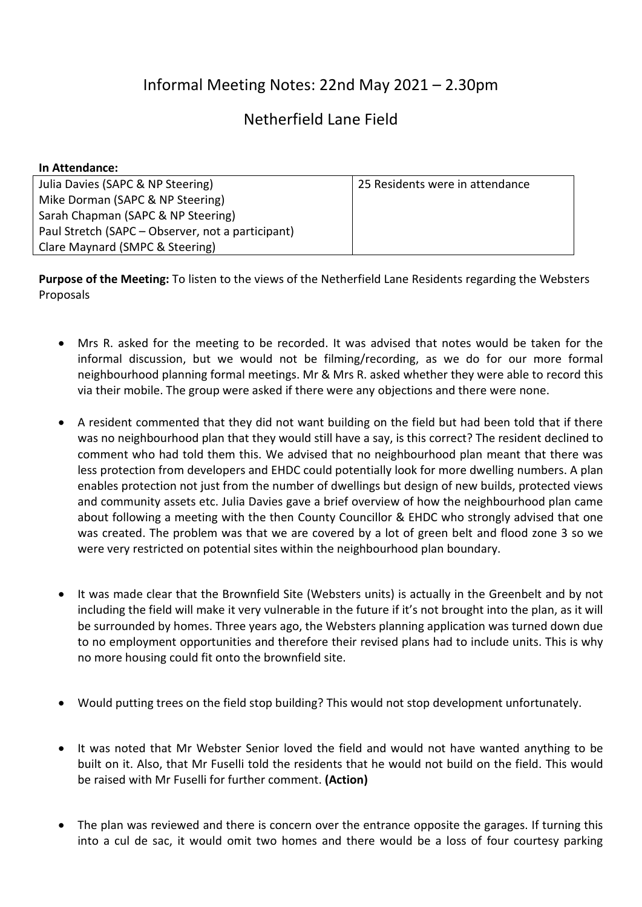# Informal Meeting Notes: 22nd May 2021 – 2.30pm

## Netherfield Lane Field

**In Attendance:**

| | |
|---|---|
| Julia Davies (SAPC & NP Steering)<br>Mike Dorman (SAPC & NP Steering)<br>Sarah Chapman (SAPC & NP Steering)<br>Paul Stretch (SAPC – Observer, not a participant)<br>Clare Maynard (SMPC & Steering) | 25 Residents were in attendance |

**Purpose of the Meeting:** To listen to the views of the Netherfield Lane Residents regarding the Websters Proposals

- Mrs R. asked for the meeting to be recorded. It was advised that notes would be taken for the informal discussion, but we would not be filming/recording, as we do for our more formal neighbourhood planning formal meetings. Mr & Mrs R. asked whether they were able to record this via their mobile. The group were asked if there were any objections and there were none.

- A resident commented that they did not want building on the field but had been told that if there was no neighbourhood plan that they would still have a say, is this correct? The resident declined to comment who had told them this. We advised that no neighbourhood plan meant that there was less protection from developers and EHDC could potentially look for more dwelling numbers. A plan enables protection not just from the number of dwellings but design of new builds, protected views and community assets etc. Julia Davies gave a brief overview of how the neighbourhood plan came about following a meeting with the then County Councillor & EHDC who strongly advised that one was created. The problem was that we are covered by a lot of green belt and flood zone 3 so we were very restricted on potential sites within the neighbourhood plan boundary.

- It was made clear that the Brownfield Site (Websters units) is actually in the Greenbelt and by not including the field will make it very vulnerable in the future if it's not brought into the plan, as it will be surrounded by homes. Three years ago, the Websters planning application was turned down due to no employment opportunities and therefore their revised plans had to include units. This is why no more housing could fit onto the brownfield site.

- Would putting trees on the field stop building? This would not stop development unfortunately.

- It was noted that Mr Webster Senior loved the field and would not have wanted anything to be built on it. Also, that Mr Fuselli told the residents that he would not build on the field. This would be raised with Mr Fuselli for further comment. **(Action)**

- The plan was reviewed and there is concern over the entrance opposite the garages. If turning this into a cul de sac, it would omit two homes and there would be a loss of four courtesy parking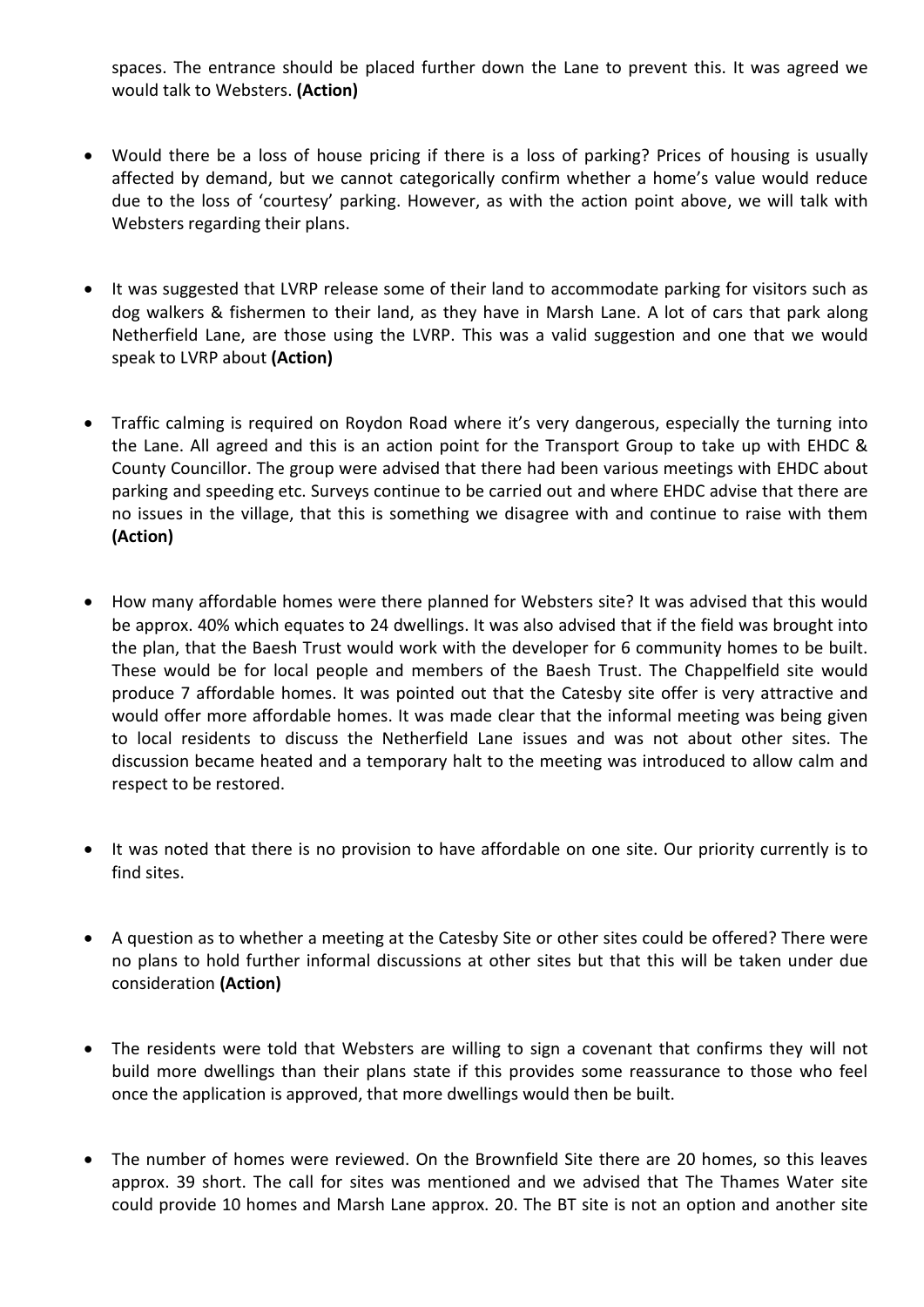spaces. The entrance should be placed further down the Lane to prevent this. It was agreed we would talk to Websters. **(Action)**

- Would there be a loss of house pricing if there is a loss of parking? Prices of housing is usually affected by demand, but we cannot categorically confirm whether a home's value would reduce due to the loss of 'courtesy' parking. However, as with the action point above, we will talk with Websters regarding their plans.

- It was suggested that LVRP release some of their land to accommodate parking for visitors such as dog walkers & fishermen to their land, as they have in Marsh Lane. A lot of cars that park along Netherfield Lane, are those using the LVRP. This was a valid suggestion and one that we would speak to LVRP about **(Action)**

- Traffic calming is required on Roydon Road where it's very dangerous, especially the turning into the Lane. All agreed and this is an action point for the Transport Group to take up with EHDC & County Councillor. The group were advised that there had been various meetings with EHDC about parking and speeding etc. Surveys continue to be carried out and where EHDC advise that there are no issues in the village, that this is something we disagree with and continue to raise with them **(Action)**

- How many affordable homes were there planned for Websters site? It was advised that this would be approx. 40% which equates to 24 dwellings. It was also advised that if the field was brought into the plan, that the Baesh Trust would work with the developer for 6 community homes to be built. These would be for local people and members of the Baesh Trust. The Chappelfield site would produce 7 affordable homes. It was pointed out that the Catesby site offer is very attractive and would offer more affordable homes. It was made clear that the informal meeting was being given to local residents to discuss the Netherfield Lane issues and was not about other sites. The discussion became heated and a temporary halt to the meeting was introduced to allow calm and respect to be restored.

- It was noted that there is no provision to have affordable on one site. Our priority currently is to find sites.

- A question as to whether a meeting at the Catesby Site or other sites could be offered? There were no plans to hold further informal discussions at other sites but that this will be taken under due consideration **(Action)**

- The residents were told that Websters are willing to sign a covenant that confirms they will not build more dwellings than their plans state if this provides some reassurance to those who feel once the application is approved, that more dwellings would then be built.

- The number of homes were reviewed. On the Brownfield Site there are 20 homes, so this leaves approx. 39 short. The call for sites was mentioned and we advised that The Thames Water site could provide 10 homes and Marsh Lane approx. 20. The BT site is not an option and another site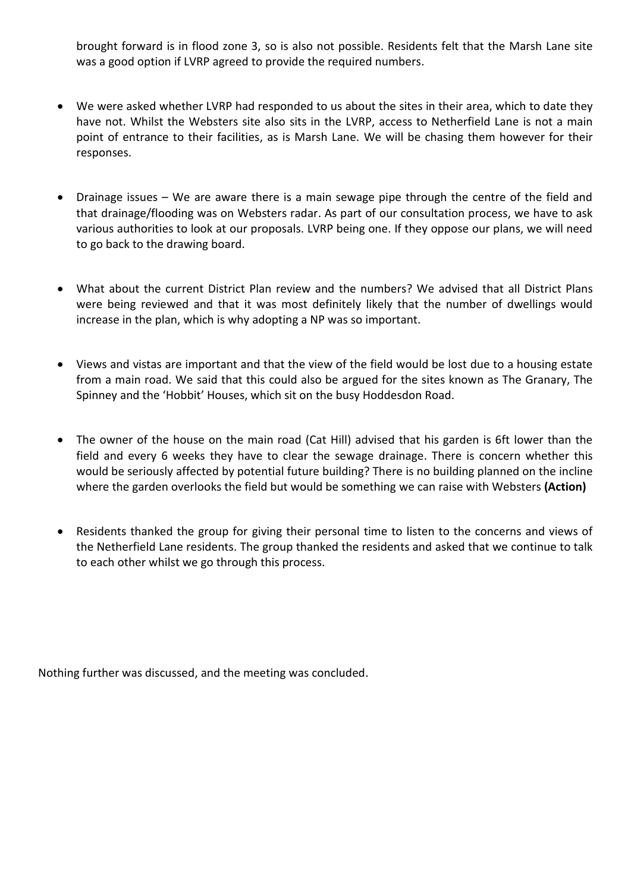brought forward is in flood zone 3, so is also not possible. Residents felt that the Marsh Lane site was a good option if LVRP agreed to provide the required numbers.

- We were asked whether LVRP had responded to us about the sites in their area, which to date they have not. Whilst the Websters site also sits in the LVRP, access to Netherfield Lane is not a main point of entrance to their facilities, as is Marsh Lane. We will be chasing them however for their responses.

- Drainage issues – We are aware there is a main sewage pipe through the centre of the field and that drainage/flooding was on Websters radar. As part of our consultation process, we have to ask various authorities to look at our proposals. LVRP being one. If they oppose our plans, we will need to go back to the drawing board.

- What about the current District Plan review and the numbers? We advised that all District Plans were being reviewed and that it was most definitely likely that the number of dwellings would increase in the plan, which is why adopting a NP was so important.

- Views and vistas are important and that the view of the field would be lost due to a housing estate from a main road. We said that this could also be argued for the sites known as The Granary, The Spinney and the 'Hobbit' Houses, which sit on the busy Hoddesdon Road.

- The owner of the house on the main road (Cat Hill) advised that his garden is 6ft lower than the field and every 6 weeks they have to clear the sewage drainage. There is concern whether this would be seriously affected by potential future building? There is no building planned on the incline where the garden overlooks the field but would be something we can raise with Websters **(Action)**

- Residents thanked the group for giving their personal time to listen to the concerns and views of the Netherfield Lane residents. The group thanked the residents and asked that we continue to talk to each other whilst we go through this process.

Nothing further was discussed, and the meeting was concluded.